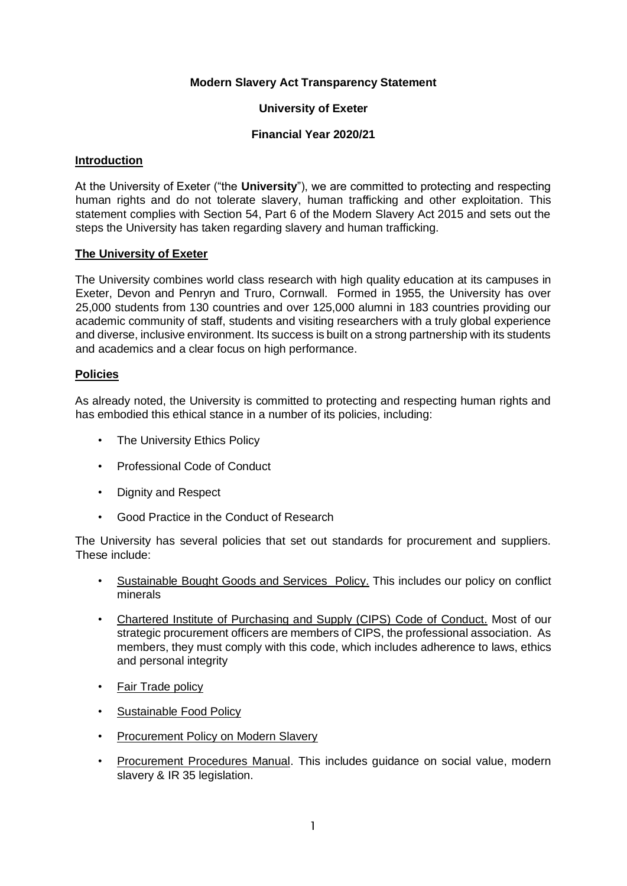**Modern Slavery Act Transparency Statement**

**University of Exeter**

**Financial Year 2020/21**

## Introduction

At the University of Exeter ("the **University**"), we are committed to protecting and respecting human rights and do not tolerate slavery, human trafficking and other exploitation. This statement complies with Section 54, Part 6 of the Modern Slavery Act 2015 and sets out the steps the University has taken regarding slavery and human trafficking.

## The University of Exeter

The University combines world class research with high quality education at its campuses in Exeter, Devon and Penryn and Truro, Cornwall. Formed in 1955, the University has over 25,000 students from 130 countries and over 125,000 alumni in 183 countries providing our academic community of staff, students and visiting researchers with a truly global experience and diverse, inclusive environment. Its success is built on a strong partnership with its students and academics and a clear focus on high performance.

## Policies

As already noted, the University is committed to protecting and respecting human rights and has embodied this ethical stance in a number of its policies, including:

- The University Ethics Policy
- Professional Code of Conduct
- Dignity and Respect
- Good Practice in the Conduct of Research

The University has several policies that set out standards for procurement and suppliers. These include:

- Sustainable Bought Goods and Services Policy. This includes our policy on conflict minerals
- Chartered Institute of Purchasing and Supply (CIPS) Code of Conduct. Most of our strategic procurement officers are members of CIPS, the professional association. As members, they must comply with this code, which includes adherence to laws, ethics and personal integrity
- Fair Trade policy
- Sustainable Food Policy
- Procurement Policy on Modern Slavery
- Procurement Procedures Manual. This includes guidance on social value, modern slavery & IR 35 legislation.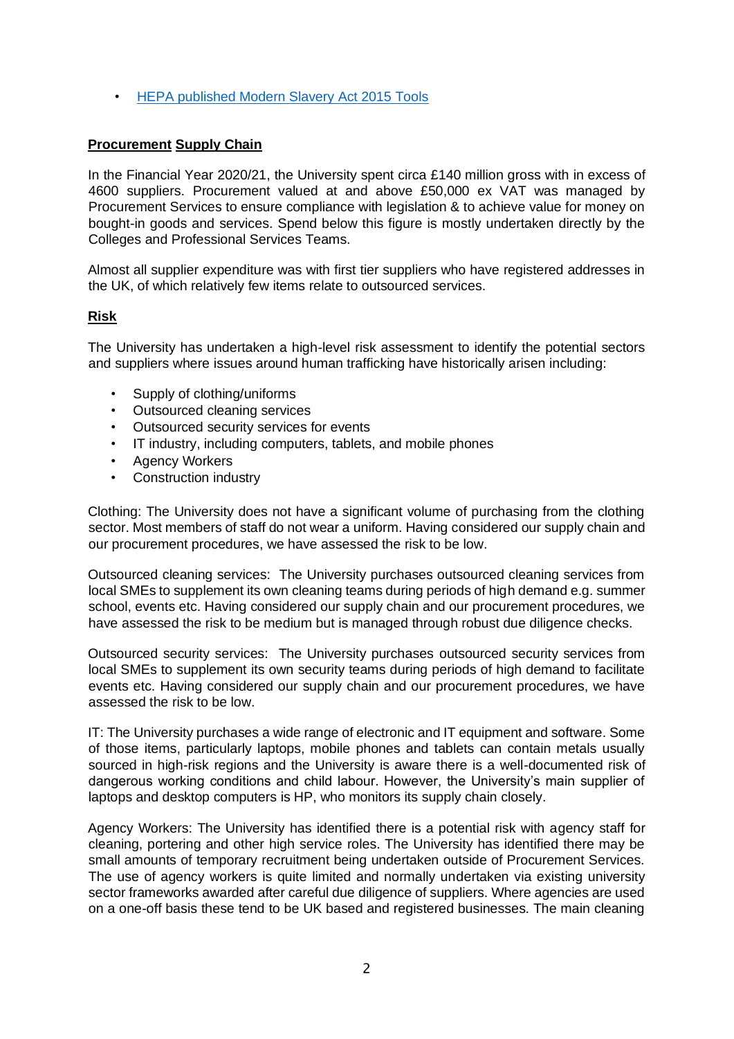- [HEPA published Modern Slavery Act 2015 Tools]()

## **Procurement Supply Chain**

In the Financial Year 2020/21, the University spent circa £140 million gross with in excess of 4600 suppliers. Procurement valued at and above £50,000 ex VAT was managed by Procurement Services to ensure compliance with legislation & to achieve value for money on bought-in goods and services. Spend below this figure is mostly undertaken directly by the Colleges and Professional Services Teams.

Almost all supplier expenditure was with first tier suppliers who have registered addresses in the UK, of which relatively few items relate to outsourced services.

## **Risk**

The University has undertaken a high-level risk assessment to identify the potential sectors and suppliers where issues around human trafficking have historically arisen including:

- Supply of clothing/uniforms
- Outsourced cleaning services
- Outsourced security services for events
- IT industry, including computers, tablets, and mobile phones
- Agency Workers
- Construction industry

Clothing: The University does not have a significant volume of purchasing from the clothing sector. Most members of staff do not wear a uniform. Having considered our supply chain and our procurement procedures, we have assessed the risk to be low.

Outsourced cleaning services: The University purchases outsourced cleaning services from local SMEs to supplement its own cleaning teams during periods of high demand e.g. summer school, events etc. Having considered our supply chain and our procurement procedures, we have assessed the risk to be medium but is managed through robust due diligence checks.

Outsourced security services: The University purchases outsourced security services from local SMEs to supplement its own security teams during periods of high demand to facilitate events etc. Having considered our supply chain and our procurement procedures, we have assessed the risk to be low.

IT: The University purchases a wide range of electronic and IT equipment and software. Some of those items, particularly laptops, mobile phones and tablets can contain metals usually sourced in high-risk regions and the University is aware there is a well-documented risk of dangerous working conditions and child labour. However, the University's main supplier of laptops and desktop computers is HP, who monitors its supply chain closely.

Agency Workers: The University has identified there is a potential risk with agency staff for cleaning, portering and other high service roles. The University has identified there may be small amounts of temporary recruitment being undertaken outside of Procurement Services. The use of agency workers is quite limited and normally undertaken via existing university sector frameworks awarded after careful due diligence of suppliers. Where agencies are used on a one-off basis these tend to be UK based and registered businesses. The main cleaning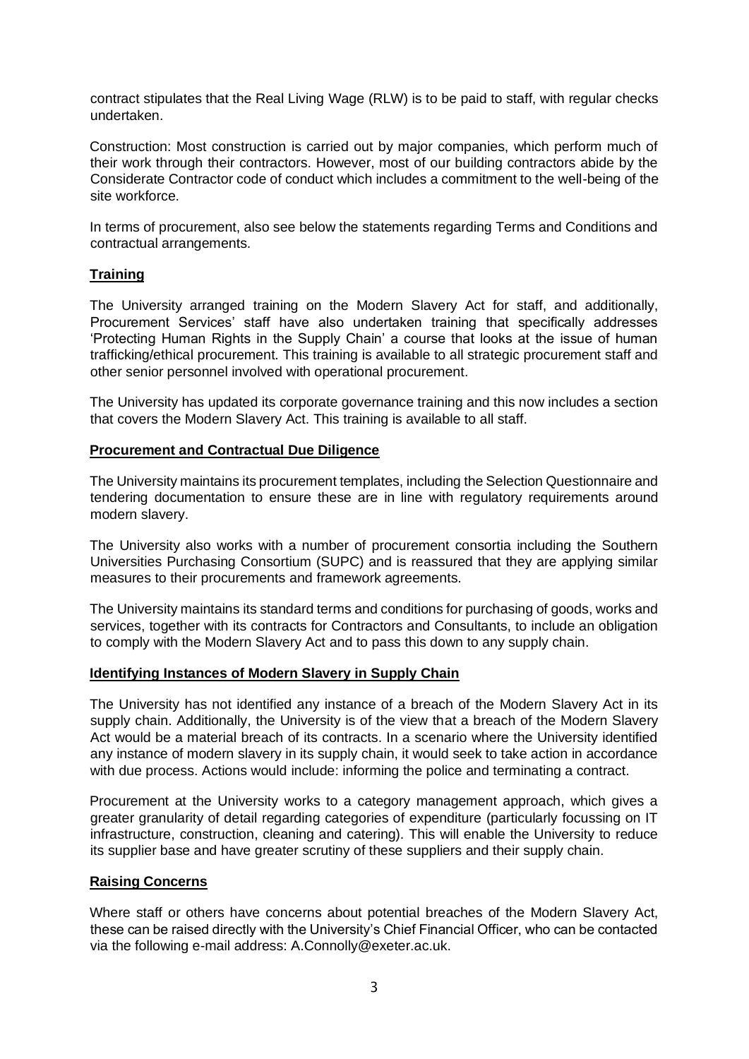contract stipulates that the Real Living Wage (RLW) is to be paid to staff, with regular checks undertaken.

Construction: Most construction is carried out by major companies, which perform much of their work through their contractors. However, most of our building contractors abide by the Considerate Contractor code of conduct which includes a commitment to the well-being of the site workforce.

In terms of procurement, also see below the statements regarding Terms and Conditions and contractual arrangements.

## Training

The University arranged training on the Modern Slavery Act for staff, and additionally, Procurement Services' staff have also undertaken training that specifically addresses 'Protecting Human Rights in the Supply Chain' a course that looks at the issue of human trafficking/ethical procurement. This training is available to all strategic procurement staff and other senior personnel involved with operational procurement.

The University has updated its corporate governance training and this now includes a section that covers the Modern Slavery Act. This training is available to all staff.

## Procurement and Contractual Due Diligence

The University maintains its procurement templates, including the Selection Questionnaire and tendering documentation to ensure these are in line with regulatory requirements around modern slavery.

The University also works with a number of procurement consortia including the Southern Universities Purchasing Consortium (SUPC) and is reassured that they are applying similar measures to their procurements and framework agreements.

The University maintains its standard terms and conditions for purchasing of goods, works and services, together with its contracts for Contractors and Consultants, to include an obligation to comply with the Modern Slavery Act and to pass this down to any supply chain.

## Identifying Instances of Modern Slavery in Supply Chain

The University has not identified any instance of a breach of the Modern Slavery Act in its supply chain. Additionally, the University is of the view that a breach of the Modern Slavery Act would be a material breach of its contracts. In a scenario where the University identified any instance of modern slavery in its supply chain, it would seek to take action in accordance with due process. Actions would include: informing the police and terminating a contract.

Procurement at the University works to a category management approach, which gives a greater granularity of detail regarding categories of expenditure (particularly focussing on IT infrastructure, construction, cleaning and catering). This will enable the University to reduce its supplier base and have greater scrutiny of these suppliers and their supply chain.

## Raising Concerns

Where staff or others have concerns about potential breaches of the Modern Slavery Act, these can be raised directly with the University's Chief Financial Officer, who can be contacted via the following e-mail address: A.Connolly@exeter.ac.uk.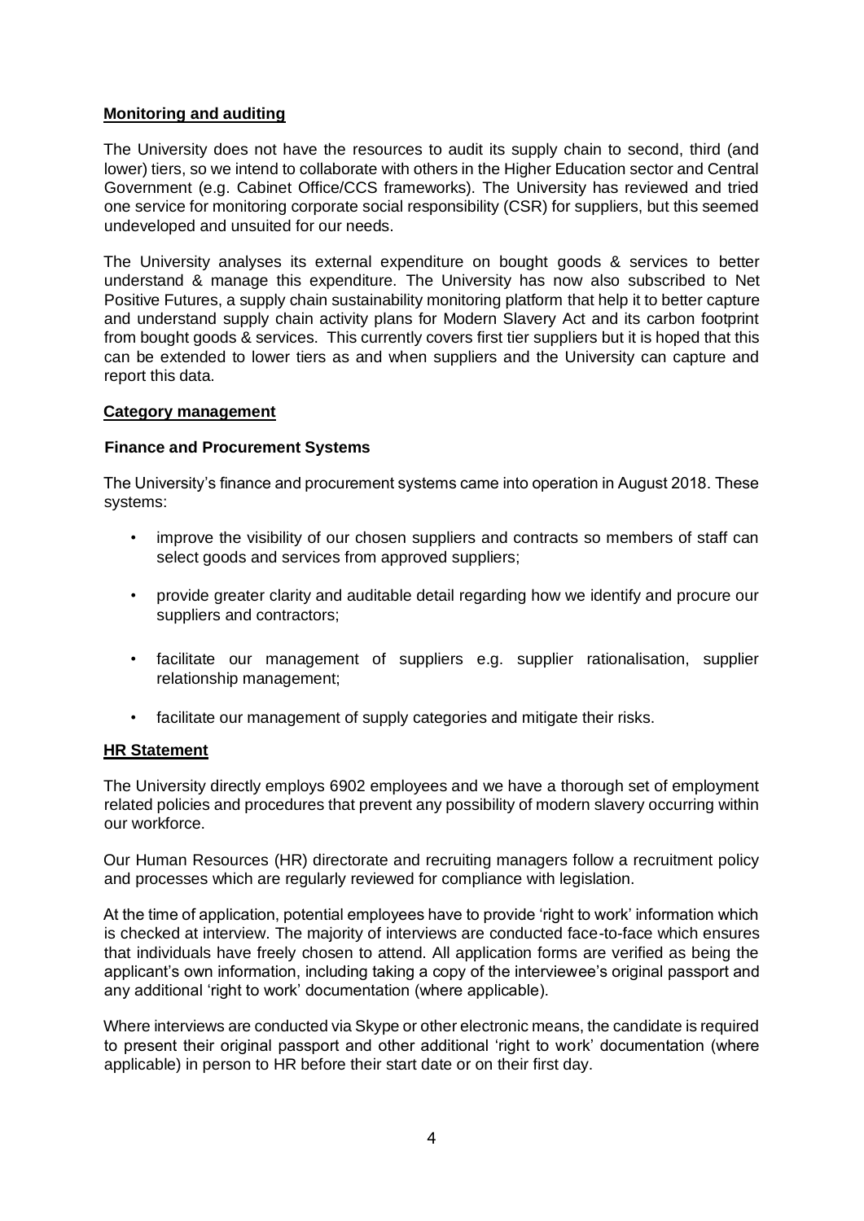## Monitoring and auditing

The University does not have the resources to audit its supply chain to second, third (and lower) tiers, so we intend to collaborate with others in the Higher Education sector and Central Government (e.g. Cabinet Office/CCS frameworks). The University has reviewed and tried one service for monitoring corporate social responsibility (CSR) for suppliers, but this seemed undeveloped and unsuited for our needs.

The University analyses its external expenditure on bought goods & services to better understand & manage this expenditure. The University has now also subscribed to Net Positive Futures, a supply chain sustainability monitoring platform that help it to better capture and understand supply chain activity plans for Modern Slavery Act and its carbon footprint from bought goods & services. This currently covers first tier suppliers but it is hoped that this can be extended to lower tiers as and when suppliers and the University can capture and report this data.

## Category management

### Finance and Procurement Systems

The University's finance and procurement systems came into operation in August 2018. These systems:

- improve the visibility of our chosen suppliers and contracts so members of staff can select goods and services from approved suppliers;
- provide greater clarity and auditable detail regarding how we identify and procure our suppliers and contractors;
- facilitate our management of suppliers e.g. supplier rationalisation, supplier relationship management;
- facilitate our management of supply categories and mitigate their risks.

## HR Statement

The University directly employs 6902 employees and we have a thorough set of employment related policies and procedures that prevent any possibility of modern slavery occurring within our workforce.

Our Human Resources (HR) directorate and recruiting managers follow a recruitment policy and processes which are regularly reviewed for compliance with legislation.

At the time of application, potential employees have to provide 'right to work' information which is checked at interview. The majority of interviews are conducted face-to-face which ensures that individuals have freely chosen to attend. All application forms are verified as being the applicant's own information, including taking a copy of the interviewee's original passport and any additional 'right to work' documentation (where applicable).

Where interviews are conducted via Skype or other electronic means, the candidate is required to present their original passport and other additional 'right to work' documentation (where applicable) in person to HR before their start date or on their first day.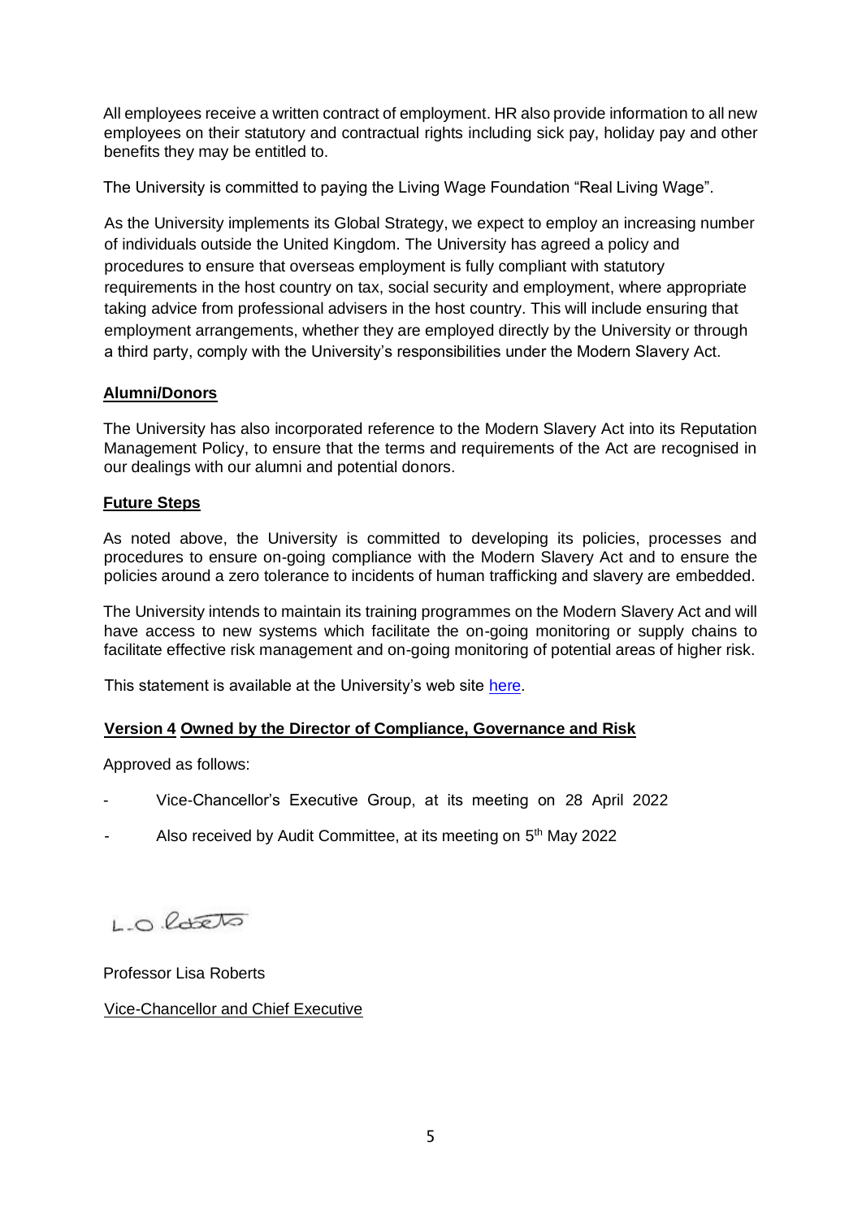All employees receive a written contract of employment. HR also provide information to all new employees on their statutory and contractual rights including sick pay, holiday pay and other benefits they may be entitled to.

The University is committed to paying the Living Wage Foundation "Real Living Wage".

As the University implements its Global Strategy, we expect to employ an increasing number of individuals outside the United Kingdom. The University has agreed a policy and procedures to ensure that overseas employment is fully compliant with statutory requirements in the host country on tax, social security and employment, where appropriate taking advice from professional advisers in the host country. This will include ensuring that employment arrangements, whether they are employed directly by the University or through a third party, comply with the University's responsibilities under the Modern Slavery Act.

**Alumni/Donors**

The University has also incorporated reference to the Modern Slavery Act into its Reputation Management Policy, to ensure that the terms and requirements of the Act are recognised in our dealings with our alumni and potential donors.

**Future Steps**

As noted above, the University is committed to developing its policies, processes and procedures to ensure on-going compliance with the Modern Slavery Act and to ensure the policies around a zero tolerance to incidents of human trafficking and slavery are embedded.

The University intends to maintain its training programmes on the Modern Slavery Act and will have access to new systems which facilitate the on-going monitoring or supply chains to facilitate effective risk management and on-going monitoring of potential areas of higher risk.

This statement is available at the University's web site here.

**Version 4 Owned by the Director of Compliance, Governance and Risk**

Approved as follows:

- Vice-Chancellor's Executive Group, at its meeting on 28 April 2022
- Also received by Audit Committee, at its meeting on 5th May 2022

L.O Roberts

Professor Lisa Roberts

Vice-Chancellor and Chief Executive